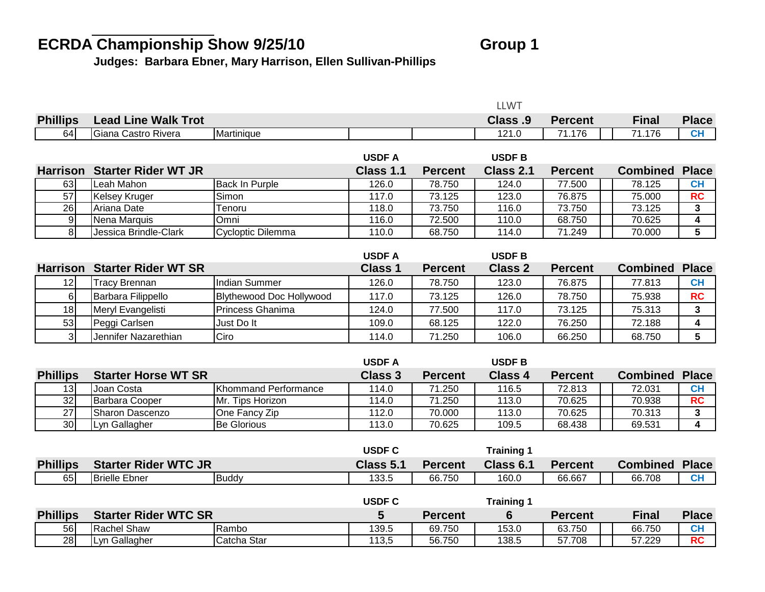# ECRDA Championship Show 9/25/10 Group 1

**Judges: Barbara Ebner, Mary Harrison, Ellen Sullivan-Phillips**

| Phillips | Lead Line Walk Trot | | | | LLWT Class .9 | Percent | | Final | Place |
|---|---|---|---|---|---|---|---|---|---|
| 64 | Giana Castro Rivera | Martinique | | | 121.0 | 71.176 | | 71.176 | CH |

| Harrison | Starter Rider WT JR | | USDF A Class 1.1 | Percent | USDF B Class 2.1 | Percent | | Combined | Place |
|---|---|---|---|---|---|---|---|---|---|
| 63 | Leah Mahon | Back In Purple | 126.0 | 78.750 | 124.0 | 77.500 | | 78.125 | CH |
| 57 | Kelsey Kruger | Simon | 117.0 | 73.125 | 123.0 | 76.875 | | 75.000 | RC |
| 26 | Ariana Date | Tenoru | 118.0 | 73.750 | 116.0 | 73.750 | | 73.125 | 3 |
| 9 | Nena Marquis | Omni | 116.0 | 72.500 | 110.0 | 68.750 | | 70.625 | 4 |
| 8 | Jessica Brindle-Clark | Cycloptic Dilemma | 110.0 | 68.750 | 114.0 | 71.249 | | 70.000 | 5 |

| Harrison | Starter Rider WT SR | | USDF A Class 1 | Percent | USDF B Class 2 | Percent | | Combined | Place |
|---|---|---|---|---|---|---|---|---|---|
| 12 | Tracy Brennan | Indian Summer | 126.0 | 78.750 | 123.0 | 76.875 | | 77.813 | CH |
| 6 | Barbara Filippello | Blythewood Doc Hollywood | 117.0 | 73.125 | 126.0 | 78.750 | | 75.938 | RC |
| 18 | Meryl Evangelisti | Princess Ghanima | 124.0 | 77.500 | 117.0 | 73.125 | | 75.313 | 3 |
| 53 | Peggi Carlsen | Just Do It | 109.0 | 68.125 | 122.0 | 76.250 | | 72.188 | 4 |
| 3 | Jennifer Nazarethian | Ciro | 114.0 | 71.250 | 106.0 | 66.250 | | 68.750 | 5 |

| Phillips | Starter Horse WT SR | | USDF A Class 3 | Percent | USDF B Class 4 | Percent | | Combined | Place |
|---|---|---|---|---|---|---|---|---|---|
| 13 | Joan Costa | Khommand Performance | 114.0 | 71.250 | 116.5 | 72.813 | | 72.031 | CH |
| 32 | Barbara Cooper | Mr. Tips Horizon | 114.0 | 71.250 | 113.0 | 70.625 | | 70.938 | RC |
| 27 | Sharon Dascenzo | One Fancy Zip | 112.0 | 70.000 | 113.0 | 70.625 | | 70.313 | 3 |
| 30 | Lyn Gallagher | Be Glorious | 113.0 | 70.625 | 109.5 | 68.438 | | 69.531 | 4 |

| Phillips | Starter Rider WTC JR | | USDF C Class 5.1 | Percent | Training 1 Class 6.1 | Percent | | Combined | Place |
|---|---|---|---|---|---|---|---|---|---|
| 65 | Brielle Ebner | Buddy | 133.5 | 66.750 | 160.0 | 66.667 | | 66.708 | CH |

| Phillips | Starter Rider WTC SR | | USDF C 5 | Percent | Training 1 6 | Percent | | Final | Place |
|---|---|---|---|---|---|---|---|---|---|
| 56 | Rachel Shaw | Rambo | 139.5 | 69.750 | 153.0 | 63.750 | | 66.750 | CH |
| 28 | Lyn Gallagher | Catcha Star | 113,5 | 56.750 | 138.5 | 57.708 | | 57.229 | RC |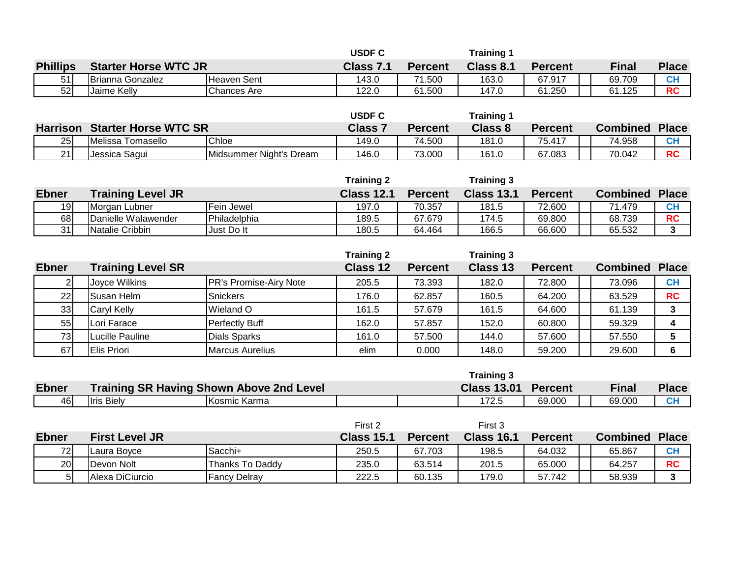| Phillips | Starter Horse WTC JR | | USDF C Class 7.1 | Percent | Training 1 Class 8.1 | Percent | | Final | Place |
|---|---|---|---|---|---|---|---|---|---|
| 51 | Brianna Gonzalez | Heaven Sent | 143.0 | 71.500 | 163.0 | 67.917 | | 69.709 | CH |
| 52 | Jaime Kelly | Chances Are | 122.0 | 61.500 | 147.0 | 61.250 | | 61.125 | RC |

| Harrison | Starter Horse WTC SR | | USDF C Class 7 | Percent | Training 1 Class 8 | Percent | | Combined | Place |
|---|---|---|---|---|---|---|---|---|---|
| 25 | Melissa Tomasello | Chloe | 149.0 | 74.500 | 181.0 | 75.417 | | 74.958 | CH |
| 21 | Jessica Sagui | Midsummer Night's Dream | 146.0 | 73.000 | 161.0 | 67.083 | | 70.042 | RC |

| Ebner | Training Level JR | | Training 2 Class 12.1 | Percent | Training 3 Class 13.1 | Percent | | Combined | Place |
|---|---|---|---|---|---|---|---|---|---|
| 19 | Morgan Lubner | Fein Jewel | 197.0 | 70.357 | 181.5 | 72.600 | | 71.479 | CH |
| 68 | Danielle Walawender | Philadelphia | 189.5 | 67.679 | 174.5 | 69.800 | | 68.739 | RC |
| 31 | Natalie Cribbin | Just Do It | 180.5 | 64.464 | 166.5 | 66.600 | | 65.532 | 3 |

| Ebner | Training Level SR | | Training 2 Class 12 | Percent | Training 3 Class 13 | Percent | | Combined | Place |
|---|---|---|---|---|---|---|---|---|---|
| 2 | Joyce Wilkins | PR's Promise-Airy Note | 205.5 | 73.393 | 182.0 | 72.800 | | 73.096 | CH |
| 22 | Susan Helm | Snickers | 176.0 | 62.857 | 160.5 | 64.200 | | 63.529 | RC |
| 33 | Caryl Kelly | Wieland O | 161.5 | 57.679 | 161.5 | 64.600 | | 61.139 | 3 |
| 55 | Lori Farace | Perfectly Buff | 162.0 | 57.857 | 152.0 | 60.800 | | 59.329 | 4 |
| 73 | Lucille Pauline | Dials Sparks | 161.0 | 57.500 | 144.0 | 57.600 | | 57.550 | 5 |
| 67 | Elis Priori | Marcus Aurelius | elim | 0.000 | 148.0 | 59.200 | | 29.600 | 6 |

| Ebner | Training SR Having Shown Above 2nd Level | | | | Training 3 Class 13.01 | Percent | | Final | Place |
|---|---|---|---|---|---|---|---|---|---|
| 46 | Iris Biely | Kosmic Karma | | | 172.5 | 69.000 | | 69.000 | CH |

| Ebner | First Level JR | | First 2 Class 15.1 | Percent | First 3 Class 16.1 | Percent | | Combined | Place |
|---|---|---|---|---|---|---|---|---|---|
| 72 | Laura Boyce | Sacchi+ | 250.5 | 67.703 | 198.5 | 64.032 | | 65.867 | CH |
| 20 | Devon Nolt | Thanks To Daddy | 235.0 | 63.514 | 201.5 | 65.000 | | 64.257 | RC |
| 5 | Alexa DiCiurcio | Fancy Delray | 222.5 | 60.135 | 179.0 | 57.742 | | 58.939 | 3 |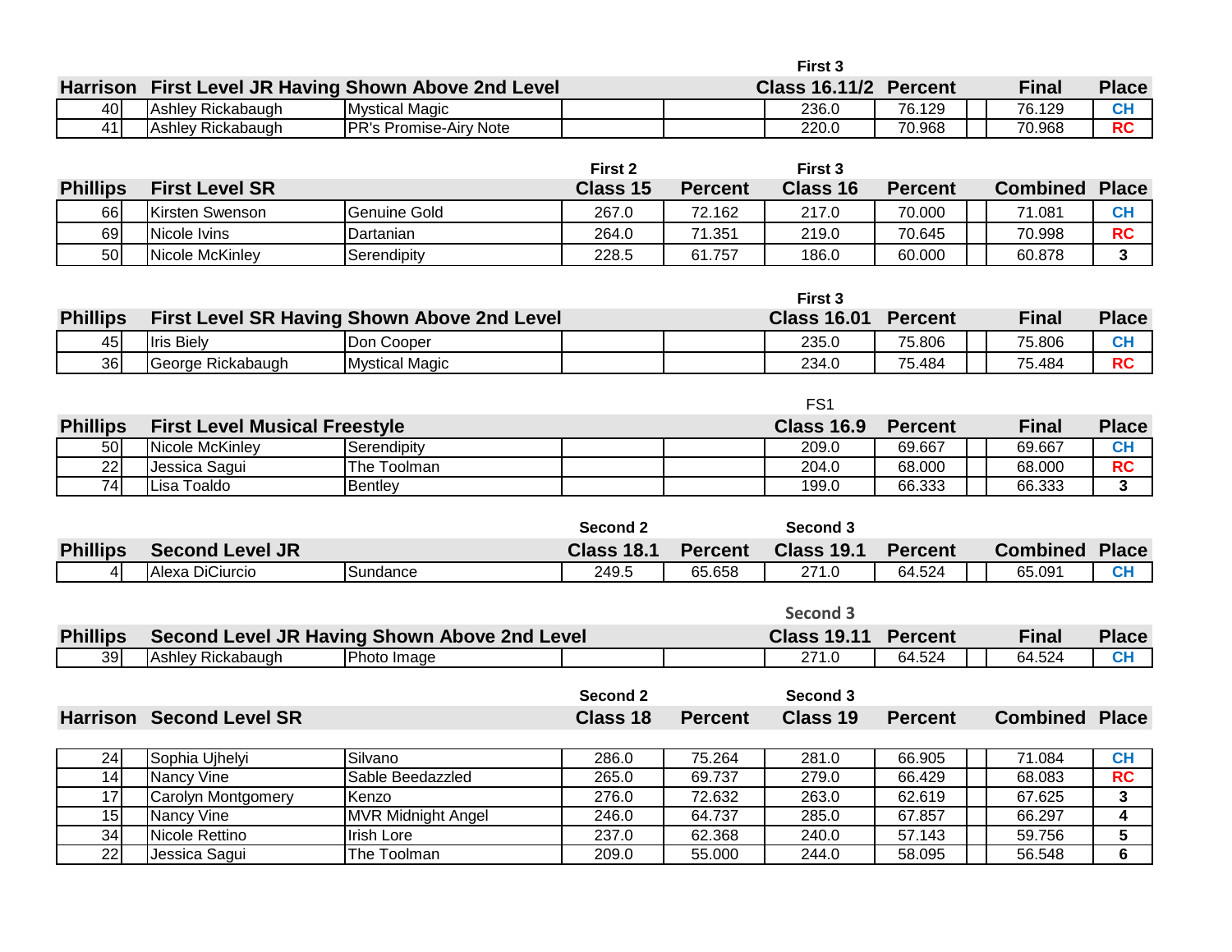| Harrison | First Level JR Having Shown Above 2nd Level | | | | First 3 Class 16.11/2 | Percent | | Final | Place |
|---|---|---|---|---|---|---|---|---|---|
| 40 | Ashley Rickabaugh | Mystical Magic | | | 236.0 | 76.129 | | 76.129 | CH |
| 41 | Ashley Rickabaugh | PR's Promise-Airy Note | | | 220.0 | 70.968 | | 70.968 | RC |

| Phillips | First Level SR | | First 2 Class 15 | Percent | First 3 Class 16 | Percent | | Combined | Place |
|---|---|---|---|---|---|---|---|---|---|
| 66 | Kirsten Swenson | Genuine Gold | 267.0 | 72.162 | 217.0 | 70.000 | | 71.081 | CH |
| 69 | Nicole Ivins | Dartanian | 264.0 | 71.351 | 219.0 | 70.645 | | 70.998 | RC |
| 50 | Nicole McKinley | Serendipity | 228.5 | 61.757 | 186.0 | 60.000 | | 60.878 | 3 |

| Phillips | First Level SR Having Shown Above 2nd Level | | | | First 3 Class 16.01 | Percent | | Final | Place |
|---|---|---|---|---|---|---|---|---|---|
| 45 | Iris Biely | Don Cooper | | | 235.0 | 75.806 | | 75.806 | CH |
| 36 | George Rickabaugh | Mystical Magic | | | 234.0 | 75.484 | | 75.484 | RC |

| Phillips | First Level Musical Freestyle | | | | FS1 Class 16.9 | Percent | | Final | Place |
|---|---|---|---|---|---|---|---|---|---|
| 50 | Nicole McKinley | Serendipity | | | 209.0 | 69.667 | | 69.667 | CH |
| 22 | Jessica Sagui | The Toolman | | | 204.0 | 68.000 | | 68.000 | RC |
| 74 | Lisa Toaldo | Bentley | | | 199.0 | 66.333 | | 66.333 | 3 |

| Phillips | Second Level JR | | Second 2 Class 18.1 | Percent | Second 3 Class 19.1 | Percent | | Combined | Place |
|---|---|---|---|---|---|---|---|---|---|
| 4 | Alexa DiCiurcio | Sundance | 249.5 | 65.658 | 271.0 | 64.524 | | 65.091 | CH |

| Phillips | Second Level JR Having Shown Above 2nd Level | | | | Second 3 Class 19.11 | Percent | | Final | Place |
|---|---|---|---|---|---|---|---|---|---|
| 39 | Ashley Rickabaugh | Photo Image | | | 271.0 | 64.524 | | 64.524 | CH |

| Harrison | Second Level SR | | Second 2 Class 18 | Percent | Second 3 Class 19 | Percent | | Combined | Place |
|---|---|---|---|---|---|---|---|---|---|
| 24 | Sophia Ujhelyi | Silvano | 286.0 | 75.264 | 281.0 | 66.905 | | 71.084 | CH |
| 14 | Nancy Vine | Sable Beedazzled | 265.0 | 69.737 | 279.0 | 66.429 | | 68.083 | RC |
| 17 | Carolyn Montgomery | Kenzo | 276.0 | 72.632 | 263.0 | 62.619 | | 67.625 | 3 |
| 15 | Nancy Vine | MVR Midnight Angel | 246.0 | 64.737 | 285.0 | 67.857 | | 66.297 | 4 |
| 34 | Nicole Rettino | Irish Lore | 237.0 | 62.368 | 240.0 | 57.143 | | 59.756 | 5 |
| 22 | Jessica Sagui | The Toolman | 209.0 | 55.000 | 244.0 | 58.095 | | 56.548 | 6 |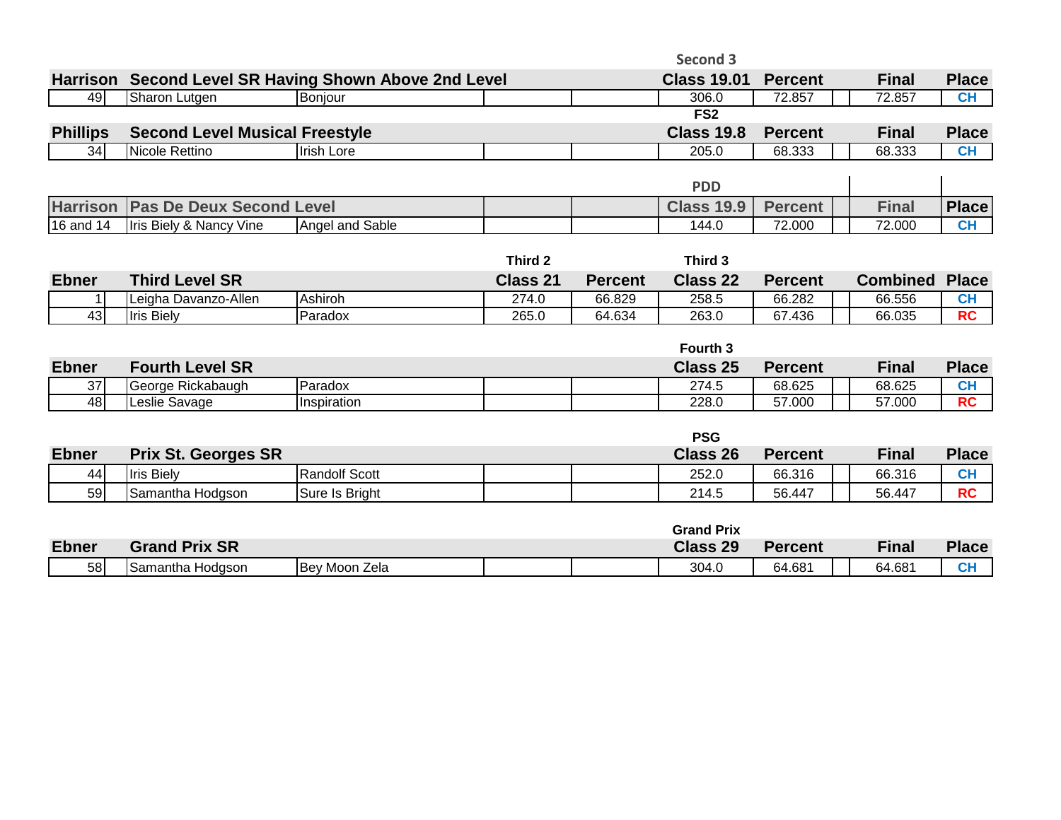| | | | | | Second 3 | | | | |
|---|---|---|---|---|---|---|---|---|---|
| **Harrison** | **Second Level SR Having Shown Above 2nd Level** | | | | **Class 19.01** | **Percent** | | **Final** | **Place** |
| 49 | Sharon Lutgen | Bonjour | | | 306.0 | 72.857 | | 72.857 | CH |

| | | | | | FS2 | | | | |
|---|---|---|---|---|---|---|---|---|---|
| **Phillips** | **Second Level Musical Freestyle** | | | | **Class 19.8** | **Percent** | | **Final** | **Place** |
| 34 | Nicole Rettino | Irish Lore | | | 205.0 | 68.333 | | 68.333 | CH |

| | | | | | PDD | | | | |
|---|---|---|---|---|---|---|---|---|---|
| **Harrison** | **Pas De Deux Second Level** | | | | **Class 19.9** | **Percent** | | **Final** | **Place** |
| 16 and 14 | Iris Biely & Nancy Vine | Angel and Sable | | | 144.0 | 72.000 | | 72.000 | CH |

| | | | Third 2 | | Third 3 | | | | |
|---|---|---|---|---|---|---|---|---|---|
| **Ebner** | **Third Level SR** | | **Class 21** | **Percent** | **Class 22** | **Percent** | | **Combined** | **Place** |
| 1 | Leigha Davanzo-Allen | Ashiroh | 274.0 | 66.829 | 258.5 | 66.282 | | 66.556 | CH |
| 43 | Iris Biely | Paradox | 265.0 | 64.634 | 263.0 | 67.436 | | 66.035 | RC |

| | | | | | Fourth 3 | | | | |
|---|---|---|---|---|---|---|---|---|---|
| **Ebner** | **Fourth Level SR** | | | | **Class 25** | **Percent** | | **Final** | **Place** |
| 37 | George Rickabaugh | Paradox | | | 274.5 | 68.625 | | 68.625 | CH |
| 48 | Leslie Savage | Inspiration | | | 228.0 | 57.000 | | 57.000 | RC |

| | | | | | PSG | | | | |
|---|---|---|---|---|---|---|---|---|---|
| **Ebner** | **Prix St. Georges SR** | | | | **Class 26** | **Percent** | | **Final** | **Place** |
| 44 | Iris Biely | Randolf Scott | | | 252.0 | 66.316 | | 66.316 | CH |
| 59 | Samantha Hodgson | Sure Is Bright | | | 214.5 | 56.447 | | 56.447 | RC |

| | | | | | Grand Prix | | | | |
|---|---|---|---|---|---|---|---|---|---|
| **Ebner** | **Grand Prix SR** | | | | **Class 29** | **Percent** | | **Final** | **Place** |
| 58 | Samantha Hodgson | Bey Moon Zela | | | 304.0 | 64.681 | | 64.681 | CH |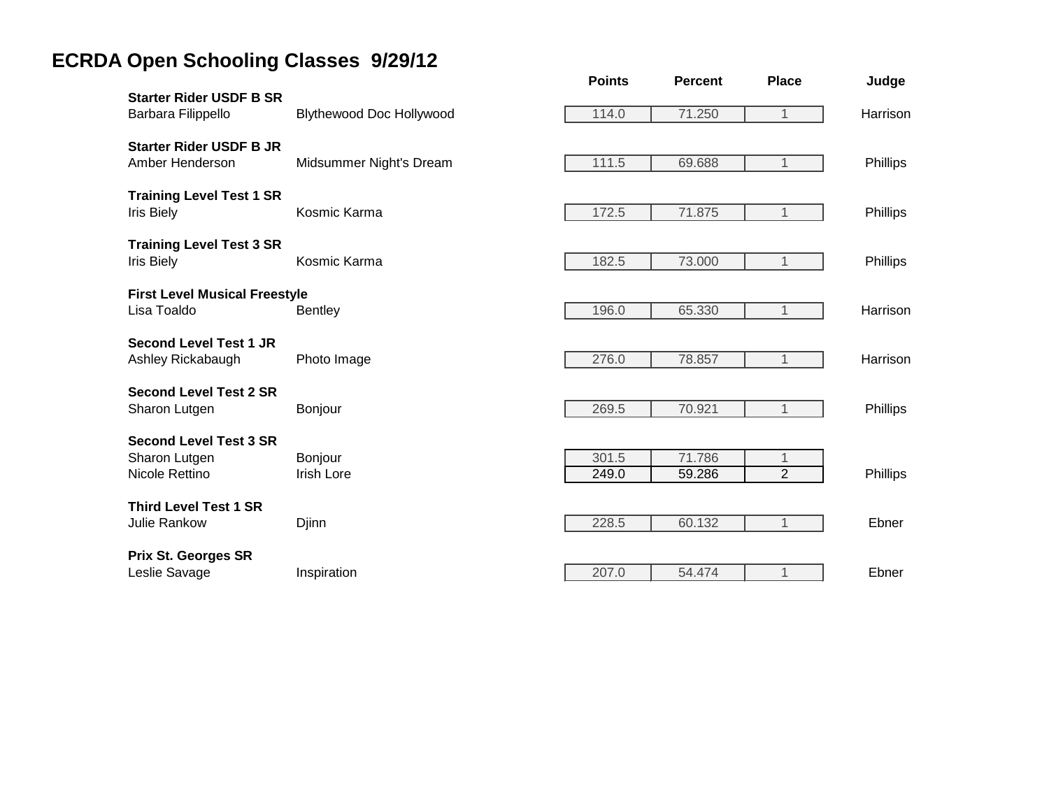# ECRDA Open Schooling Classes 9/29/12

| | | Points | Percent | Place | Judge |
|---|---|---|---|---|---|
| **Starter Rider USDF B SR** | | | | | |
| Barbara Filippello | Blythewood Doc Hollywood | 114.0 | 71.250 | 1 | Harrison |
| **Starter Rider USDF B JR** | | | | | |
| Amber Henderson | Midsummer Night's Dream | 111.5 | 69.688 | 1 | Phillips |
| **Training Level Test 1 SR** | | | | | |
| Iris Biely | Kosmic Karma | 172.5 | 71.875 | 1 | Phillips |
| **Training Level Test 3 SR** | | | | | |
| Iris Biely | Kosmic Karma | 182.5 | 73.000 | 1 | Phillips |
| **First Level Musical Freestyle** | | | | | |
| Lisa Toaldo | Bentley | 196.0 | 65.330 | 1 | Harrison |
| **Second Level Test 1 JR** | | | | | |
| Ashley Rickabaugh | Photo Image | 276.0 | 78.857 | 1 | Harrison |
| **Second Level Test 2 SR** | | | | | |
| Sharon Lutgen | Bonjour | 269.5 | 70.921 | 1 | Phillips |
| **Second Level Test 3 SR** | | | | | |
| Sharon Lutgen | Bonjour | 301.5 | 71.786 | 1 | |
| Nicole Rettino | Irish Lore | 249.0 | 59.286 | 2 | Phillips |
| **Third Level Test 1 SR** | | | | | |
| Julie Rankow | Djinn | 228.5 | 60.132 | 1 | Ebner |
| **Prix St. Georges SR** | | | | | |
| Leslie Savage | Inspiration | 207.0 | 54.474 | 1 | Ebner |